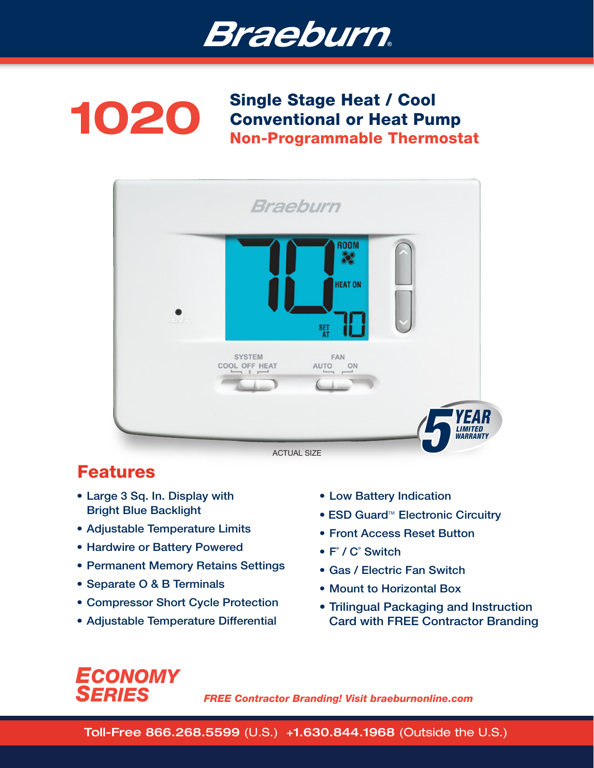# Braeburn

# 1020

## Single Stage Heat / Cool
## Conventional or Heat Pump
## Non-Programmable Thermostat

ACTUAL SIZE

5 YEAR LIMITED WARRANTY

## Features

- Large 3 Sq. In. Display with Bright Blue Backlight
- Adjustable Temperature Limits
- Hardwire or Battery Powered
- Permanent Memory Retains Settings
- Separate O & B Terminals
- Compressor Short Cycle Protection
- Adjustable Temperature Differential
- Low Battery Indication
- ESD Guard™ Electronic Circuitry
- Front Access Reset Button
- F° / C° Switch
- Gas / Electric Fan Switch
- Mount to Horizontal Box
- Trilingual Packaging and Instruction Card with FREE Contractor Branding

***ECONOMY SERIES***

***FREE Contractor Branding! Visit braeburnonline.com***

**Toll-Free 866.268.5599** (U.S.) **+1.630.844.1968** (Outside the U.S.)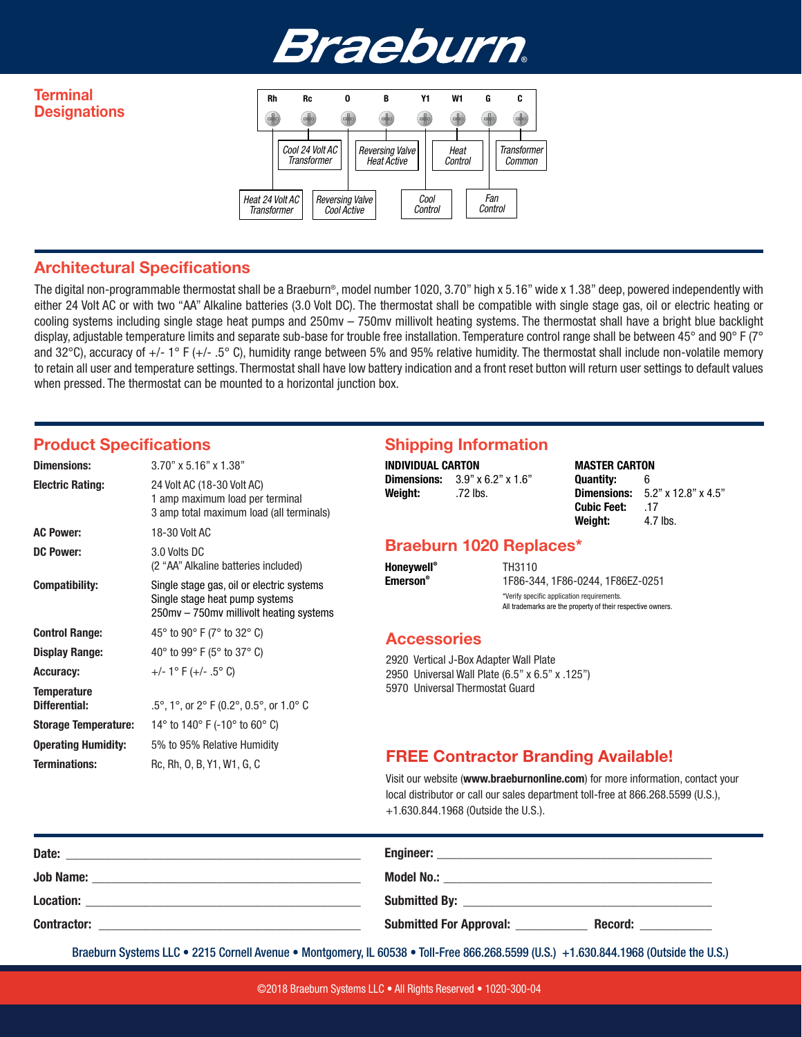# Braeburn

## Terminal Designations

| Rh | Rc | O | B | Y1 | W1 | G | C |
|---|---|---|---|---|---|---|---|
| Heat 24 Volt AC Transformer | Cool 24 Volt AC Transformer | Reversing Valve Cool Active | Reversing Valve Heat Active | Cool Control | Heat Control | Fan Control | Transformer Common |

## Architectural Specifications

The digital non-programmable thermostat shall be a Braeburn®, model number 1020, 3.70" high x 5.16" wide x 1.38" deep, powered independently with either 24 Volt AC or with two "AA" Alkaline batteries (3.0 Volt DC). The thermostat shall be compatible with single stage gas, oil or electric heating or cooling systems including single stage heat pumps and 250mv – 750mv millivolt heating systems. The thermostat shall have a bright blue backlight display, adjustable temperature limits and separate sub-base for trouble free installation. Temperature control range shall be between 45° and 90° F (7° and 32°C), accuracy of +/- 1° F (+/- .5° C), humidity range between 5% and 95% relative humidity. The thermostat shall include non-volatile memory to retain all user and temperature settings. Thermostat shall have low battery indication and a front reset button will return user settings to default values when pressed. The thermostat can be mounted to a horizontal junction box.

## Product Specifications

| | |
|---|---|
| **Dimensions:** | 3.70" x 5.16" x 1.38" |
| **Electric Rating:** | 24 Volt AC (18-30 Volt AC)<br>1 amp maximum load per terminal<br>3 amp total maximum load (all terminals) |
| **AC Power:** | 18-30 Volt AC |
| **DC Power:** | 3.0 Volts DC<br>(2 "AA" Alkaline batteries included) |
| **Compatibility:** | Single stage gas, oil or electric systems<br>Single stage heat pump systems<br>250mv – 750mv millivolt heating systems |
| **Control Range:** | 45° to 90° F (7° to 32° C) |
| **Display Range:** | 40° to 99° F (5° to 37° C) |
| **Accuracy:** | +/- 1° F (+/- .5° C) |
| **Temperature Differential:** | .5°, 1°, or 2° F (0.2°, 0.5°, or 1.0° C |
| **Storage Temperature:** | 14° to 140° F (-10° to 60° C) |
| **Operating Humidity:** | 5% to 95% Relative Humidity |
| **Terminations:** | Rc, Rh, O, B, Y1, W1, G, C |

## Shipping Information

**INDIVIDUAL CARTON**

**Dimensions:** 3.9" x 6.2" x 1.6"
**Weight:** .72 lbs.

**MASTER CARTON**

**Quantity:** 6
**Dimensions:** 5.2" x 12.8" x 4.5"
**Cubic Feet:** .17
**Weight:** 4.7 lbs.

## Braeburn 1020 Replaces*

| | |
|---|---|
| **Honeywell®** | TH3110 |
| **Emerson®** | 1F86-344, 1F86-0244, 1F86EZ-0251 |

*Verify specific application requirements.
All trademarks are the property of their respective owners.

## Accessories

2920 Vertical J-Box Adapter Wall Plate
2950 Universal Wall Plate (6.5" x 6.5" x .125")
5970 Universal Thermostat Guard

## FREE Contractor Branding Available!

Visit our website (**www.braeburnonline.com**) for more information, contact your local distributor or call our sales department toll-free at 866.268.5599 (U.S.), +1.630.844.1968 (Outside the U.S.).

**Date:** ____________________
**Job Name:** ____________________
**Location:** ____________________
**Contractor:** ____________________

**Engineer:** ____________________
**Model No.:** ____________________
**Submitted By:** ____________________
**Submitted For Approval:** __________ **Record:** __________

Braeburn Systems LLC • 2215 Cornell Avenue • Montgomery, IL 60538 • Toll-Free 866.268.5599 (U.S.) +1.630.844.1968 (Outside the U.S.)

©2018 Braeburn Systems LLC • All Rights Reserved • 1020-300-04